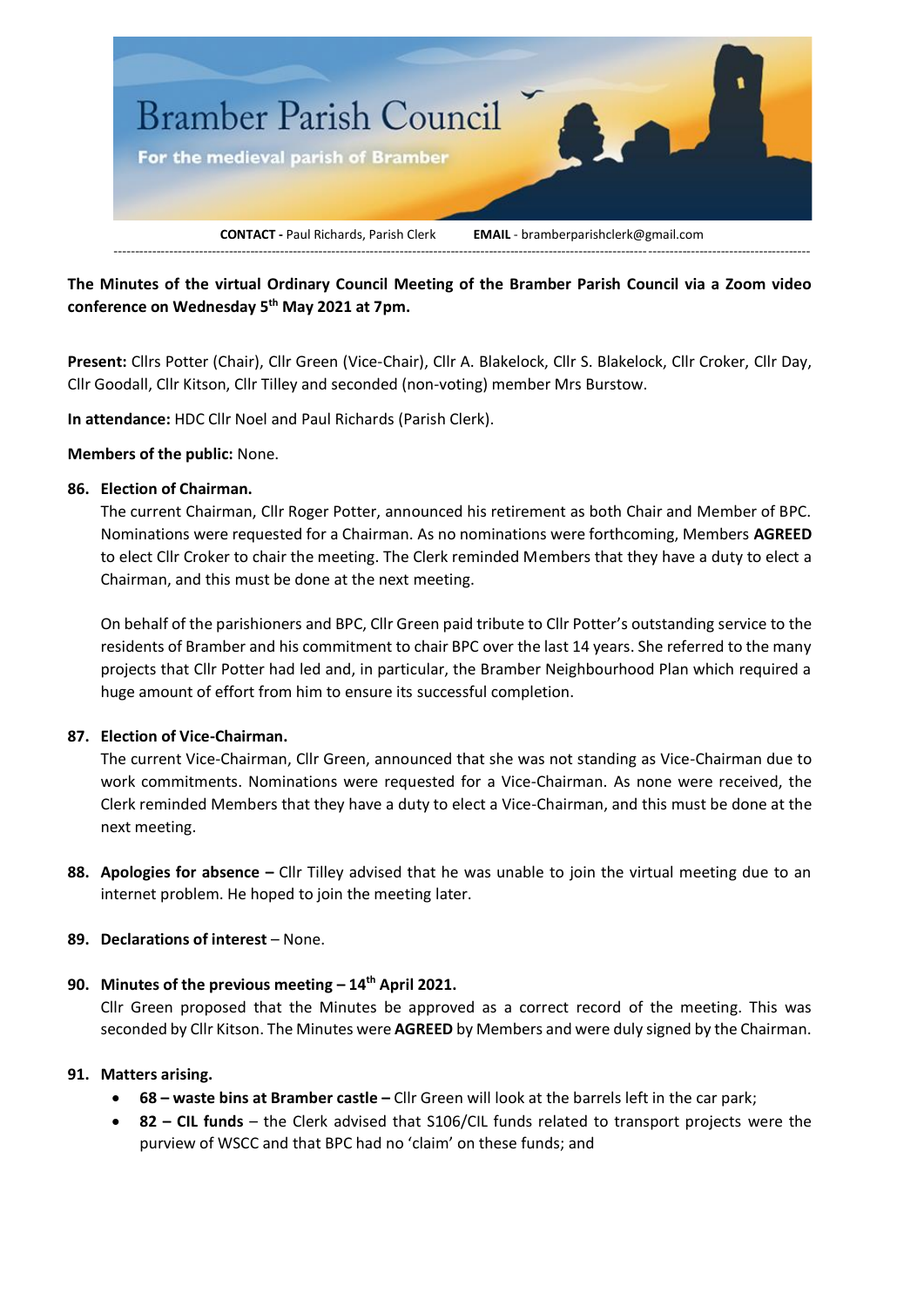# Bramber Parish Council

For the medieval parish of Bramber

**CONTACT -** Paul Richards, Parish Clerk **EMAIL** - bramberparishclerk@gmail.com

---

**The Minutes of the virtual Ordinary Council Meeting of the Bramber Parish Council via a Zoom video conference on Wednesday 5th May 2021 at 7pm.**

**Present:** Cllrs Potter (Chair), Cllr Green (Vice-Chair), Cllr A. Blakelock, Cllr S. Blakelock, Cllr Croker, Cllr Day, Cllr Goodall, Cllr Kitson, Cllr Tilley and seconded (non-voting) member Mrs Burstow.

**In attendance:** HDC Cllr Noel and Paul Richards (Parish Clerk).

**Members of the public:** None.

**86. Election of Chairman.**

The current Chairman, Cllr Roger Potter, announced his retirement as both Chair and Member of BPC. Nominations were requested for a Chairman. As no nominations were forthcoming, Members **AGREED** to elect Cllr Croker to chair the meeting. The Clerk reminded Members that they have a duty to elect a Chairman, and this must be done at the next meeting.

On behalf of the parishioners and BPC, Cllr Green paid tribute to Cllr Potter's outstanding service to the residents of Bramber and his commitment to chair BPC over the last 14 years. She referred to the many projects that Cllr Potter had led and, in particular, the Bramber Neighbourhood Plan which required a huge amount of effort from him to ensure its successful completion.

**87. Election of Vice-Chairman.**

The current Vice-Chairman, Cllr Green, announced that she was not standing as Vice-Chairman due to work commitments. Nominations were requested for a Vice-Chairman. As none were received, the Clerk reminded Members that they have a duty to elect a Vice-Chairman, and this must be done at the next meeting.

**88. Apologies for absence –** Cllr Tilley advised that he was unable to join the virtual meeting due to an internet problem. He hoped to join the meeting later.

**89. Declarations of interest** – None.

**90. Minutes of the previous meeting – 14th April 2021.**

Cllr Green proposed that the Minutes be approved as a correct record of the meeting. This was seconded by Cllr Kitson. The Minutes were **AGREED** by Members and were duly signed by the Chairman.

**91. Matters arising.**

- **68 – waste bins at Bramber castle –** Cllr Green will look at the barrels left in the car park;
- **82 – CIL funds** – the Clerk advised that S106/CIL funds related to transport projects were the purview of WSCC and that BPC had no 'claim' on these funds; and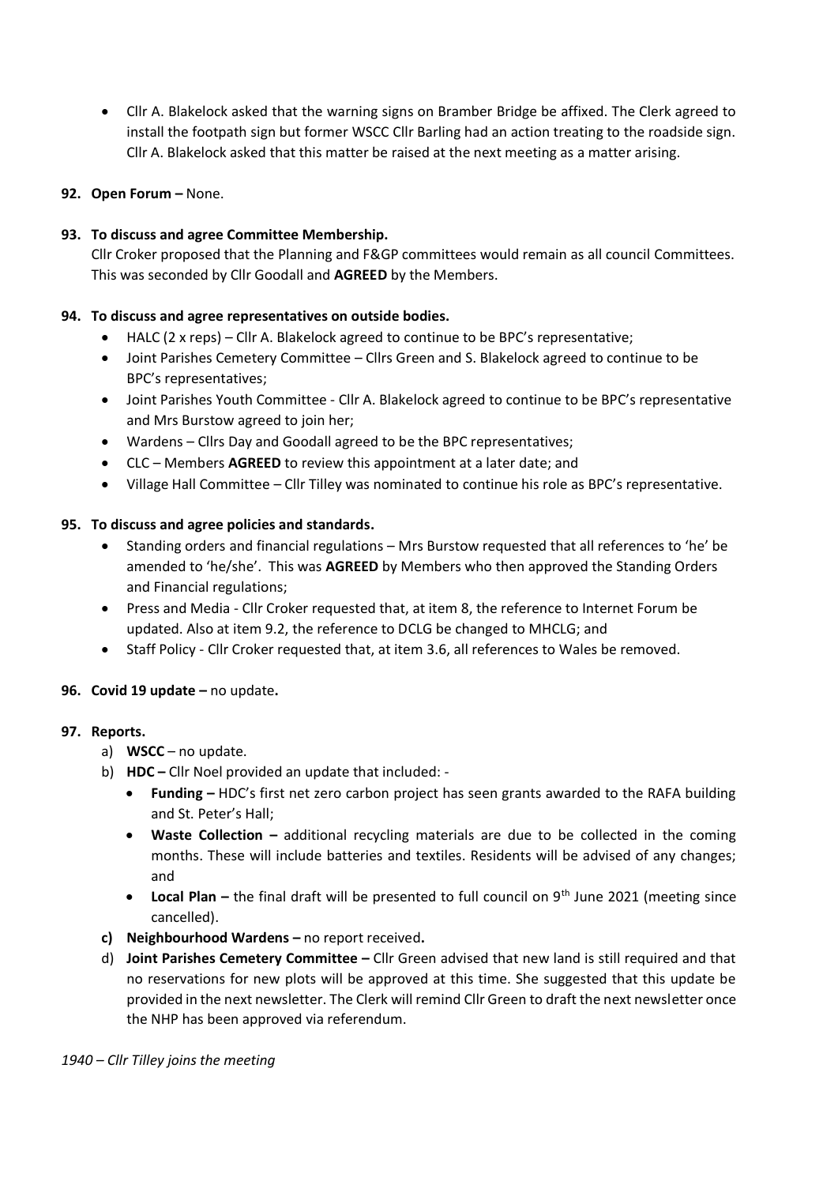- Cllr A. Blakelock asked that the warning signs on Bramber Bridge be affixed. The Clerk agreed to install the footpath sign but former WSCC Cllr Barling had an action treating to the roadside sign. Cllr A. Blakelock asked that this matter be raised at the next meeting as a matter arising.

**92. Open Forum –** None.

**93. To discuss and agree Committee Membership.**

Cllr Croker proposed that the Planning and F&GP committees would remain as all council Committees. This was seconded by Cllr Goodall and **AGREED** by the Members.

**94. To discuss and agree representatives on outside bodies.**

- HALC (2 x reps) – Cllr A. Blakelock agreed to continue to be BPC's representative;
- Joint Parishes Cemetery Committee – Cllrs Green and S. Blakelock agreed to continue to be BPC's representatives;
- Joint Parishes Youth Committee - Cllr A. Blakelock agreed to continue to be BPC's representative and Mrs Burstow agreed to join her;
- Wardens – Cllrs Day and Goodall agreed to be the BPC representatives;
- CLC – Members **AGREED** to review this appointment at a later date; and
- Village Hall Committee – Cllr Tilley was nominated to continue his role as BPC's representative.

**95. To discuss and agree policies and standards.**

- Standing orders and financial regulations – Mrs Burstow requested that all references to 'he' be amended to 'he/she'. This was **AGREED** by Members who then approved the Standing Orders and Financial regulations;
- Press and Media - Cllr Croker requested that, at item 8, the reference to Internet Forum be updated. Also at item 9.2, the reference to DCLG be changed to MHCLG; and
- Staff Policy - Cllr Croker requested that, at item 3.6, all references to Wales be removed.

**96. Covid 19 update –** no update**.**

**97. Reports.**

a) **WSCC** – no update.

b) **HDC –** Cllr Noel provided an update that included: -

- **Funding –** HDC's first net zero carbon project has seen grants awarded to the RAFA building and St. Peter's Hall;
- **Waste Collection –** additional recycling materials are due to be collected in the coming months. These will include batteries and textiles. Residents will be advised of any changes; and
- **Local Plan –** the final draft will be presented to full council on 9th June 2021 (meeting since cancelled).

**c) Neighbourhood Wardens –** no report received**.**

d) **Joint Parishes Cemetery Committee –** Cllr Green advised that new land is still required and that no reservations for new plots will be approved at this time. She suggested that this update be provided in the next newsletter. The Clerk will remind Cllr Green to draft the next newsletter once the NHP has been approved via referendum.

*1940 – Cllr Tilley joins the meeting*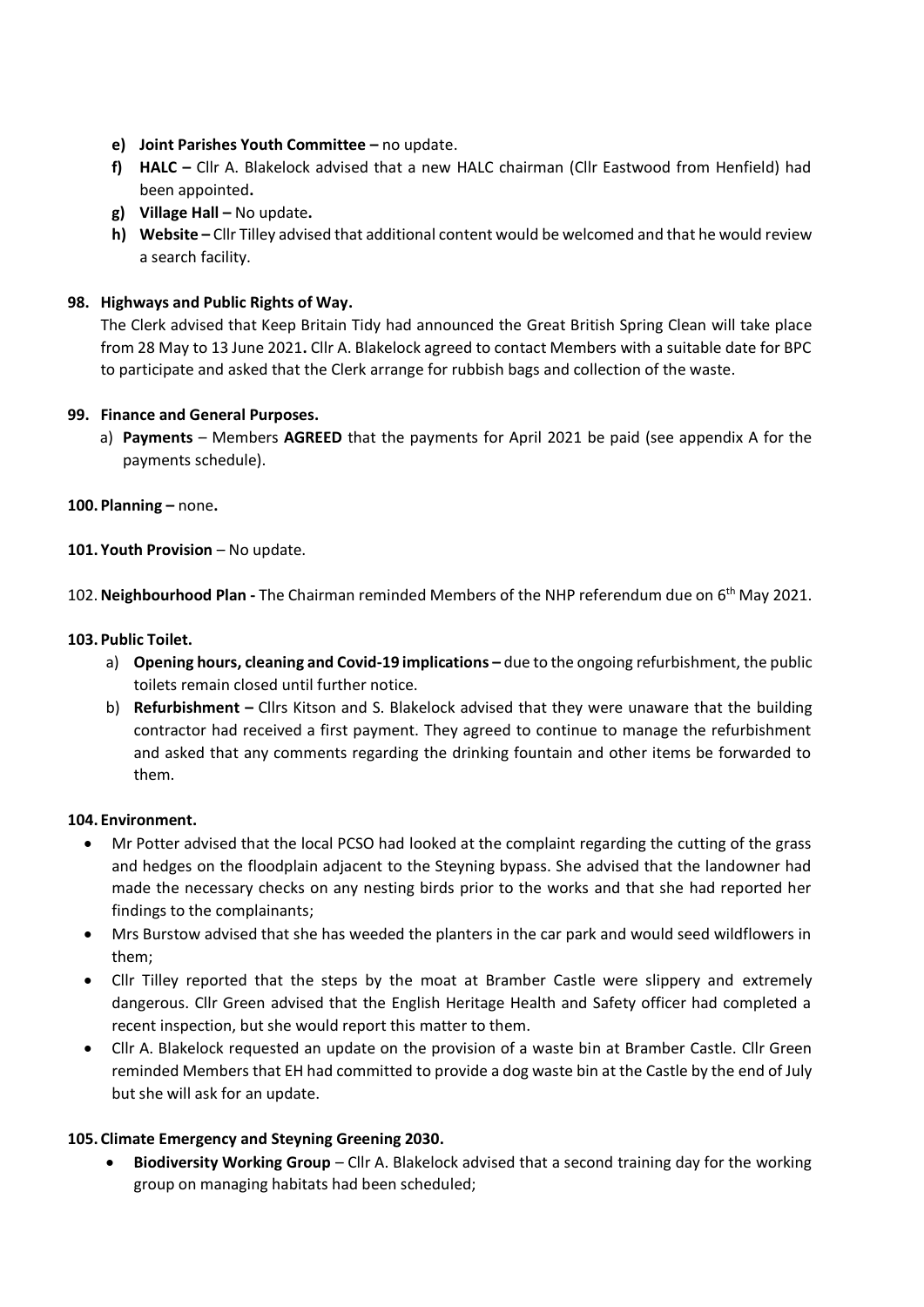- **e) Joint Parishes Youth Committee –** no update.
- **f) HALC –** Cllr A. Blakelock advised that a new HALC chairman (Cllr Eastwood from Henfield) had been appointed**.**
- **g) Village Hall –** No update**.**
- **h) Website –** Cllr Tilley advised that additional content would be welcomed and that he would review a search facility.

**98. Highways and Public Rights of Way.**

The Clerk advised that Keep Britain Tidy had announced the Great British Spring Clean will take place from 28 May to 13 June 2021**.** Cllr A. Blakelock agreed to contact Members with a suitable date for BPC to participate and asked that the Clerk arrange for rubbish bags and collection of the waste.

**99. Finance and General Purposes.**

a) **Payments** – Members **AGREED** that the payments for April 2021 be paid (see appendix A for the payments schedule).

**100. Planning –** none**.**

**101. Youth Provision** – No update.

102. **Neighbourhood Plan -** The Chairman reminded Members of the NHP referendum due on 6th May 2021.

**103. Public Toilet.**

a) **Opening hours, cleaning and Covid-19 implications –** due to the ongoing refurbishment, the public toilets remain closed until further notice.

b) **Refurbishment –** Cllrs Kitson and S. Blakelock advised that they were unaware that the building contractor had received a first payment. They agreed to continue to manage the refurbishment and asked that any comments regarding the drinking fountain and other items be forwarded to them.

**104. Environment.**

- Mr Potter advised that the local PCSO had looked at the complaint regarding the cutting of the grass and hedges on the floodplain adjacent to the Steyning bypass. She advised that the landowner had made the necessary checks on any nesting birds prior to the works and that she had reported her findings to the complainants;
- Mrs Burstow advised that she has weeded the planters in the car park and would seed wildflowers in them;
- Cllr Tilley reported that the steps by the moat at Bramber Castle were slippery and extremely dangerous. Cllr Green advised that the English Heritage Health and Safety officer had completed a recent inspection, but she would report this matter to them.
- Cllr A. Blakelock requested an update on the provision of a waste bin at Bramber Castle. Cllr Green reminded Members that EH had committed to provide a dog waste bin at the Castle by the end of July but she will ask for an update.

**105. Climate Emergency and Steyning Greening 2030.**

- **Biodiversity Working Group** – Cllr A. Blakelock advised that a second training day for the working group on managing habitats had been scheduled;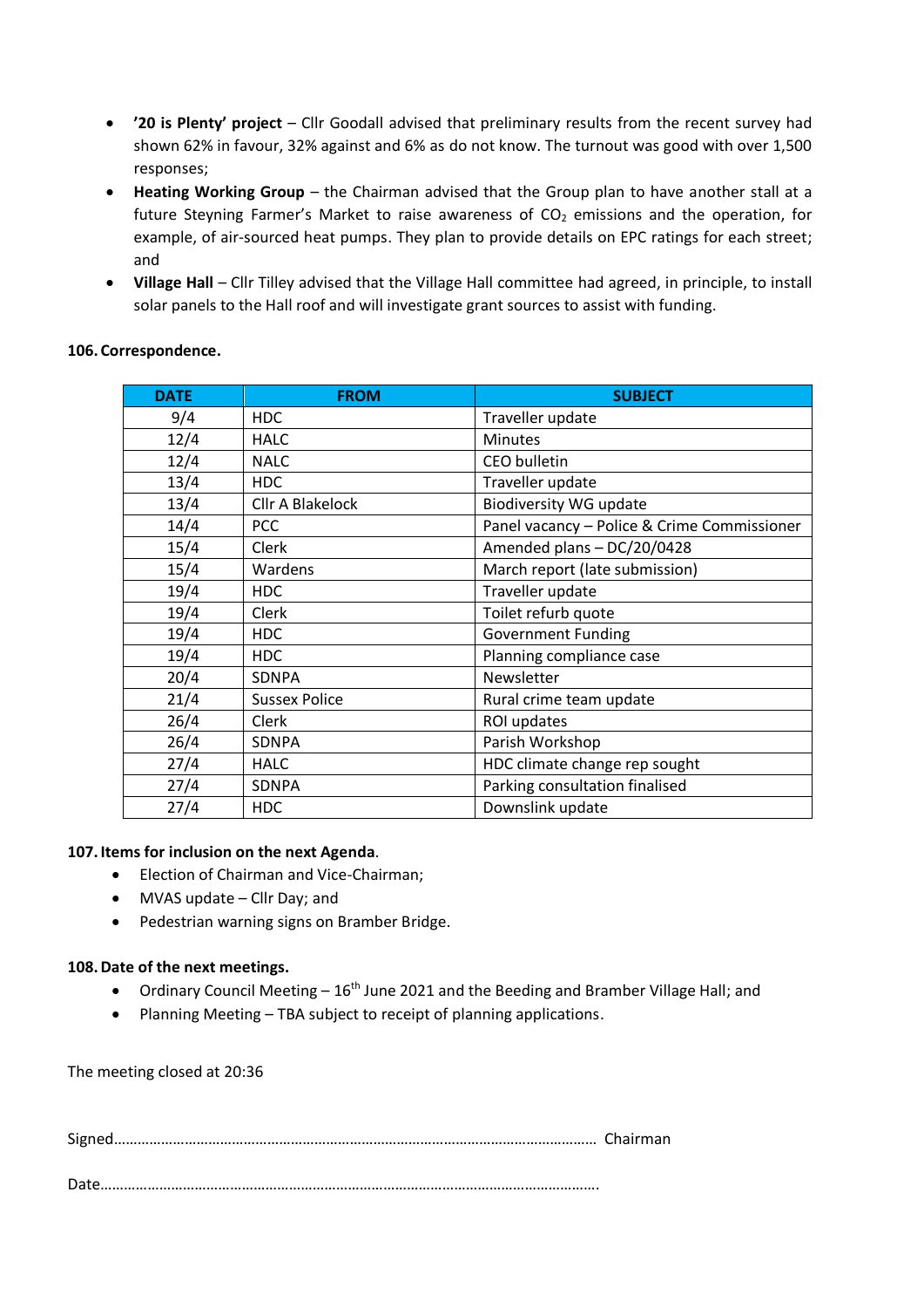- **'20 is Plenty' project** – Cllr Goodall advised that preliminary results from the recent survey had shown 62% in favour, 32% against and 6% as do not know. The turnout was good with over 1,500 responses;
- **Heating Working Group** – the Chairman advised that the Group plan to have another stall at a future Steyning Farmer's Market to raise awareness of $CO_2$ emissions and the operation, for example, of air-sourced heat pumps. They plan to provide details on EPC ratings for each street; and
- **Village Hall** – Cllr Tilley advised that the Village Hall committee had agreed, in principle, to install solar panels to the Hall roof and will investigate grant sources to assist with funding.

**106. Correspondence.**

| DATE | FROM | SUBJECT |
|---|---|---|
| 9/4 | HDC | Traveller update |
| 12/4 | HALC | Minutes |
| 12/4 | NALC | CEO bulletin |
| 13/4 | HDC | Traveller update |
| 13/4 | Cllr A Blakelock | Biodiversity WG update |
| 14/4 | PCC | Panel vacancy – Police & Crime Commissioner |
| 15/4 | Clerk | Amended plans – DC/20/0428 |
| 15/4 | Wardens | March report (late submission) |
| 19/4 | HDC | Traveller update |
| 19/4 | Clerk | Toilet refurb quote |
| 19/4 | HDC | Government Funding |
| 19/4 | HDC | Planning compliance case |
| 20/4 | SDNPA | Newsletter |
| 21/4 | Sussex Police | Rural crime team update |
| 26/4 | Clerk | ROI updates |
| 26/4 | SDNPA | Parish Workshop |
| 27/4 | HALC | HDC climate change rep sought |
| 27/4 | SDNPA | Parking consultation finalised |
| 27/4 | HDC | Downslink update |

**107. Items for inclusion on the next Agenda**.

- Election of Chairman and Vice-Chairman;
- MVAS update – Cllr Day; and
- Pedestrian warning signs on Bramber Bridge.

**108. Date of the next meetings.**

- Ordinary Council Meeting – 16th June 2021 and the Beeding and Bramber Village Hall; and
- Planning Meeting – TBA subject to receipt of planning applications.

The meeting closed at 20:36

Signed………………………………………………………………………………………………………… Chairman

Date…………………………………………………………………………………………………………….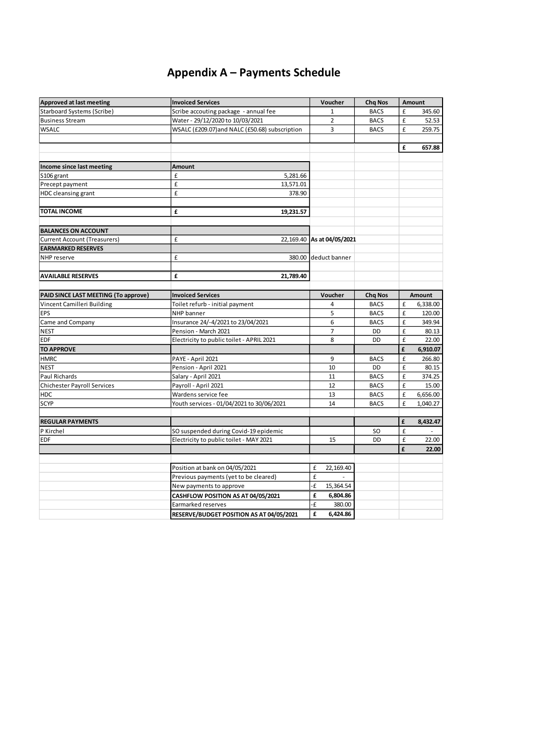# Appendix A – Payments Schedule

| Approved at last meeting | Invoiced Services | Voucher | Chq Nos | Amount |
|---|---|---|---|---|
| Starboard Systems (Scribe) | Scribe accouting package - annual fee | 1 | BACS | £ 345.60 |
| Business Stream | Water - 29/12/2020 to 10/03/2021 | 2 | BACS | £ 52.53 |
| WSALC | WSALC (£209.07)and NALC (£50.68) subscription | 3 | BACS | £ 259.75 |
| | | | | |
| | | | | **£ 657.88** |

| Income since last meeting | Amount |
|---|---|
| S106 grant | £ 5,281.66 |
| Precept payment | £ 13,571.01 |
| HDC cleansing grant | £ 378.90 |
| | |
| **TOTAL INCOME** | **£ 19,231.57** |

| BALANCES ON ACCOUNT | | |
|---|---|---|
| Current Account (Treasurers) | £ 22,169.40 | **As at 04/05/2021** |
| **EARMARKED RESERVES** | | |
| NHP reserve | £ 380.00 | deduct banner |
| | | |
| **AVAILABLE RESERVES** | **£ 21,789.40** | |

| PAID SINCE LAST MEETING (To approve) | Invoiced Services | Voucher | Chq Nos | Amount |
|---|---|---|---|---|
| Vincent Camilleri Building | Toilet refurb - initial payment | 4 | BACS | £ 6,338.00 |
| EPS | NHP banner | 5 | BACS | £ 120.00 |
| Came and Company | Insurance 24/-4/2021 to 23/04/2021 | 6 | BACS | £ 349.94 |
| NEST | Pension - March 2021 | 7 | DD | £ 80.13 |
| EDF | Electricity to public toilet - APRIL 2021 | 8 | DD | £ 22.00 |
| **TO APPROVE** | | | | **£ 6,910.07** |
| HMRC | PAYE - April 2021 | 9 | BACS | £ 266.80 |
| NEST | Pension - April 2021 | 10 | DD | £ 80.15 |
| Paul Richards | Salary - April 2021 | 11 | BACS | £ 374.25 |
| Chichester Payroll Services | Payroll - April 2021 | 12 | BACS | £ 15.00 |
| HDC | Wardens service fee | 13 | BACS | £ 6,656.00 |
| SCYP | Youth services - 01/04/2021 to 30/06/2021 | 14 | BACS | £ 1,040.27 |
| | | | | |
| **REGULAR PAYMENTS** | | | | **£ 8,432.47** |
| P Kirchel | SO suspended during Covid-19 epidemic | | SO | £ - |
| EDF | Electricity to public toilet - MAY 2021 | 15 | DD | £ 22.00 |
| | | | | **£ 22.00** |

| | |
|---|---|
| Position at bank on 04/05/2021 | £ 22,169.40 |
| Previous payments (yet to be cleared) | £ - |
| New payments to approve | -£ 15,364.54 |
| **CASHFLOW POSITION AS AT 04/05/2021** | **£ 6,804.86** |
| Earmarked reserves | -£ 380.00 |
| **RESERVE/BUDGET POSITION AS AT 04/05/2021** | **£ 6,424.86** |